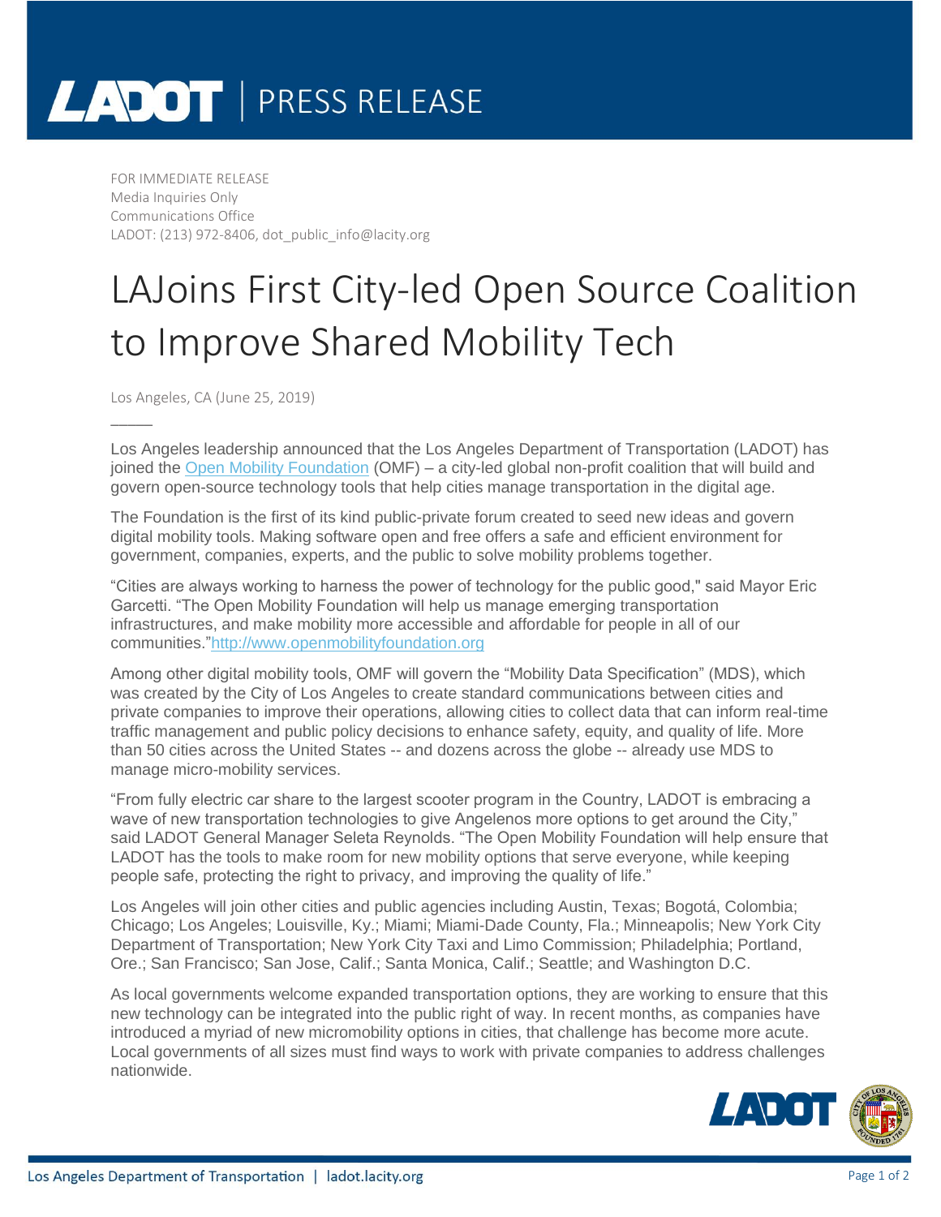# LADOT | PRESS RELEASE

FOR IMMEDIATE RELEASE
Media Inquiries Only
Communications Office
LADOT: (213) 972-8406, dot_public_info@lacity.org

# LAJoins First City-led Open Source Coalition to Improve Shared Mobility Tech

Los Angeles, CA (June 25, 2019)

Los Angeles leadership announced that the Los Angeles Department of Transportation (LADOT) has joined the Open Mobility Foundation (OMF) – a city-led global non-profit coalition that will build and govern open-source technology tools that help cities manage transportation in the digital age.

The Foundation is the first of its kind public-private forum created to seed new ideas and govern digital mobility tools. Making software open and free offers a safe and efficient environment for government, companies, experts, and the public to solve mobility problems together.

"Cities are always working to harness the power of technology for the public good," said Mayor Eric Garcetti. "The Open Mobility Foundation will help us manage emerging transportation infrastructures, and make mobility more accessible and affordable for people in all of our communities."http://www.openmobilityfoundation.org

Among other digital mobility tools, OMF will govern the "Mobility Data Specification" (MDS), which was created by the City of Los Angeles to create standard communications between cities and private companies to improve their operations, allowing cities to collect data that can inform real-time traffic management and public policy decisions to enhance safety, equity, and quality of life. More than 50 cities across the United States -- and dozens across the globe -- already use MDS to manage micro-mobility services.

"From fully electric car share to the largest scooter program in the Country, LADOT is embracing a wave of new transportation technologies to give Angelenos more options to get around the City," said LADOT General Manager Seleta Reynolds. "The Open Mobility Foundation will help ensure that LADOT has the tools to make room for new mobility options that serve everyone, while keeping people safe, protecting the right to privacy, and improving the quality of life."

Los Angeles will join other cities and public agencies including Austin, Texas; Bogotá, Colombia; Chicago; Los Angeles; Louisville, Ky.; Miami; Miami-Dade County, Fla.; Minneapolis; New York City Department of Transportation; New York City Taxi and Limo Commission; Philadelphia; Portland, Ore.; San Francisco; San Jose, Calif.; Santa Monica, Calif.; Seattle; and Washington D.C.

As local governments welcome expanded transportation options, they are working to ensure that this new technology can be integrated into the public right of way. In recent months, as companies have introduced a myriad of new micromobility options in cities, that challenge has become more acute. Local governments of all sizes must find ways to work with private companies to address challenges nationwide.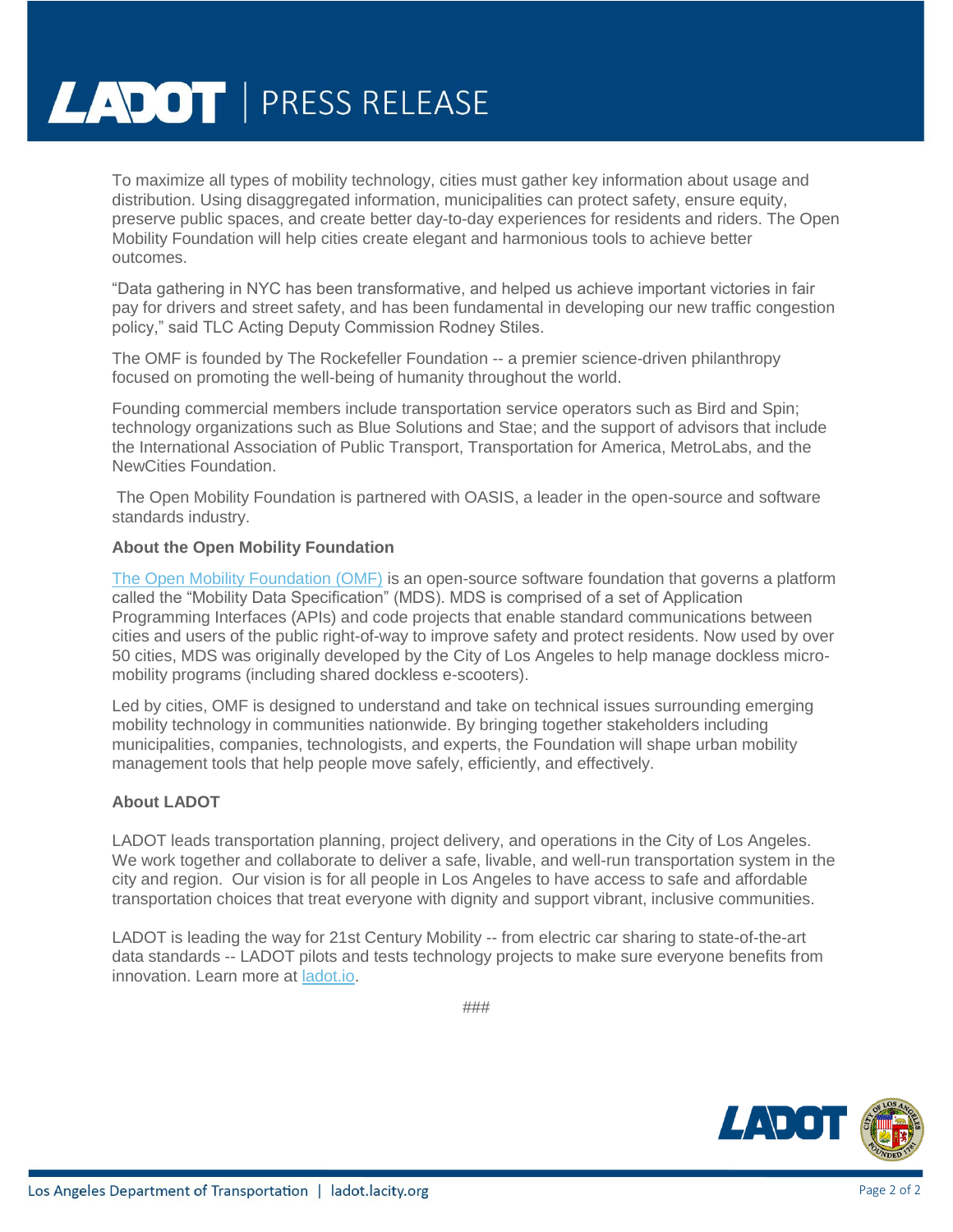To maximize all types of mobility technology, cities must gather key information about usage and distribution. Using disaggregated information, municipalities can protect safety, ensure equity, preserve public spaces, and create better day-to-day experiences for residents and riders. The Open Mobility Foundation will help cities create elegant and harmonious tools to achieve better outcomes.

"Data gathering in NYC has been transformative, and helped us achieve important victories in fair pay for drivers and street safety, and has been fundamental in developing our new traffic congestion policy," said TLC Acting Deputy Commission Rodney Stiles.

The OMF is founded by The Rockefeller Foundation -- a premier science-driven philanthropy focused on promoting the well-being of humanity throughout the world.

Founding commercial members include transportation service operators such as Bird and Spin; technology organizations such as Blue Solutions and Stae; and the support of advisors that include the International Association of Public Transport, Transportation for America, MetroLabs, and the NewCities Foundation.

The Open Mobility Foundation is partnered with OASIS, a leader in the open-source and software standards industry.

**About the Open Mobility Foundation**

The Open Mobility Foundation (OMF) is an open-source software foundation that governs a platform called the "Mobility Data Specification" (MDS). MDS is comprised of a set of Application Programming Interfaces (APIs) and code projects that enable standard communications between cities and users of the public right-of-way to improve safety and protect residents. Now used by over 50 cities, MDS was originally developed by the City of Los Angeles to help manage dockless micro-mobility programs (including shared dockless e-scooters).

Led by cities, OMF is designed to understand and take on technical issues surrounding emerging mobility technology in communities nationwide. By bringing together stakeholders including municipalities, companies, technologists, and experts, the Foundation will shape urban mobility management tools that help people move safely, efficiently, and effectively.

**About LADOT**

LADOT leads transportation planning, project delivery, and operations in the City of Los Angeles. We work together and collaborate to deliver a safe, livable, and well-run transportation system in the city and region. Our vision is for all people in Los Angeles to have access to safe and affordable transportation choices that treat everyone with dignity and support vibrant, inclusive communities.

LADOT is leading the way for 21st Century Mobility -- from electric car sharing to state-of-the-art data standards -- LADOT pilots and tests technology projects to make sure everyone benefits from innovation. Learn more at ladot.io.

###